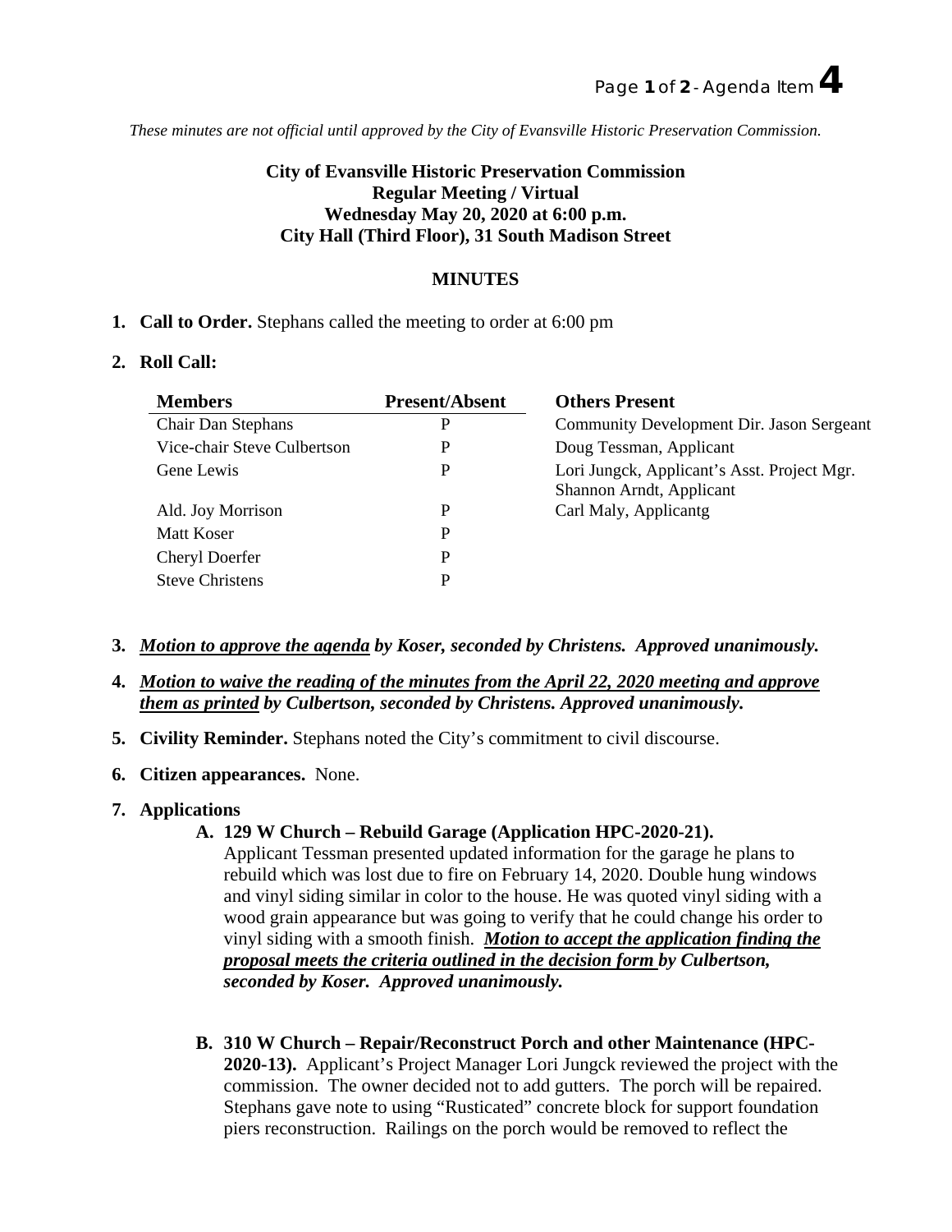*These minutes are not official until approved by the City of Evansville Historic Preservation Commission.*

**City of Evansville Historic Preservation Commission**
**Regular Meeting / Virtual**
**Wednesday May 20, 2020 at 6:00 p.m.**
**City Hall (Third Floor), 31 South Madison Street**

**MINUTES**

1. **Call to Order.** Stephans called the meeting to order at 6:00 pm

2. **Roll Call:**

| Members | Present/Absent | Others Present |
|---|---|---|
| Chair Dan Stephans | P | Community Development Dir. Jason Sergeant |
| Vice-chair Steve Culbertson | P | Doug Tessman, Applicant |
| Gene Lewis | P | Lori Jungck, Applicant's Asst. Project Mgr. Shannon Arndt, Applicant |
| Ald. Joy Morrison | P | Carl Maly, Applicantg |
| Matt Koser | P | |
| Cheryl Doerfer | P | |
| Steve Christens | P | |

3. ***Motion to approve the agenda by Koser, seconded by Christens. Approved unanimously.***

4. ***Motion to waive the reading of the minutes from the April 22, 2020 meeting and approve them as printed by Culbertson, seconded by Christens. Approved unanimously.***

5. **Civility Reminder.** Stephans noted the City's commitment to civil discourse.

6. **Citizen appearances.** None.

7. **Applications**

   **A. 129 W Church – Rebuild Garage (Application HPC-2020-21).**
   Applicant Tessman presented updated information for the garage he plans to rebuild which was lost due to fire on February 14, 2020. Double hung windows and vinyl siding similar in color to the house. He was quoted vinyl siding with a wood grain appearance but was going to verify that he could change his order to vinyl siding with a smooth finish. ***Motion to accept the application finding the proposal meets the criteria outlined in the decision form by Culbertson, seconded by Koser. Approved unanimously.***

   **B. 310 W Church – Repair/Reconstruct Porch and other Maintenance (HPC-2020-13).** Applicant's Project Manager Lori Jungck reviewed the project with the commission. The owner decided not to add gutters. The porch will be repaired. Stephans gave note to using "Rusticated" concrete block for support foundation piers reconstruction. Railings on the porch would be removed to reflect the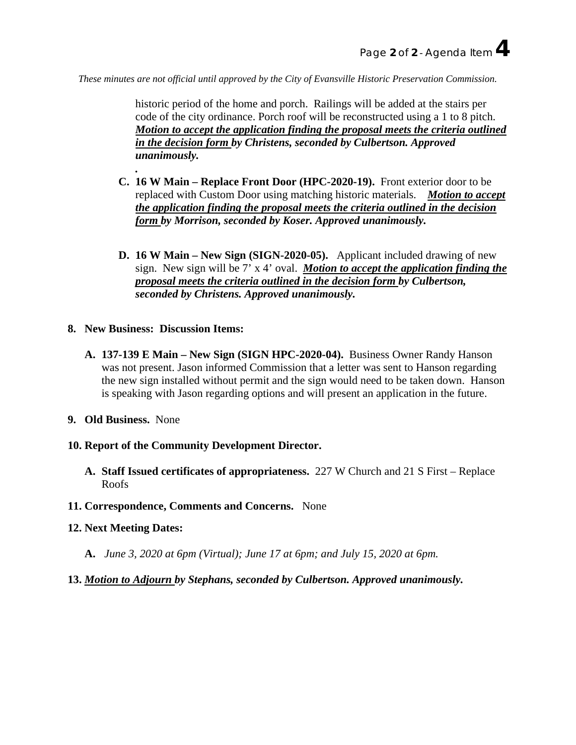*These minutes are not official until approved by the City of Evansville Historic Preservation Commission.*

historic period of the home and porch. Railings will be added at the stairs per code of the city ordinance. Porch roof will be reconstructed using a 1 to 8 pitch. ***Motion to accept the application finding the proposal meets the criteria outlined in the decision form by Christens, seconded by Culbertson. Approved unanimously.***

.

C. **16 W Main – Replace Front Door (HPC-2020-19).** Front exterior door to be replaced with Custom Door using matching historic materials. ***Motion to accept the application finding the proposal meets the criteria outlined in the decision form by Morrison, seconded by Koser. Approved unanimously.***

D. **16 W Main – New Sign (SIGN-2020-05).** Applicant included drawing of new sign. New sign will be 7' x 4' oval. ***Motion to accept the application finding the proposal meets the criteria outlined in the decision form by Culbertson, seconded by Christens. Approved unanimously.***

8. **New Business: Discussion Items:**

   A. **137-139 E Main – New Sign (SIGN HPC-2020-04).** Business Owner Randy Hanson was not present. Jason informed Commission that a letter was sent to Hanson regarding the new sign installed without permit and the sign would need to be taken down. Hanson is speaking with Jason regarding options and will present an application in the future.

9. **Old Business.** None

10. **Report of the Community Development Director.**

    A. **Staff Issued certificates of appropriateness.** 227 W Church and 21 S First – Replace Roofs

11. **Correspondence, Comments and Concerns.** None

12. **Next Meeting Dates:**

    A. *June 3, 2020 at 6pm (Virtual); June 17 at 6pm; and July 15, 2020 at 6pm.*

13. ***Motion to Adjourn by Stephans, seconded by Culbertson. Approved unanimously.***